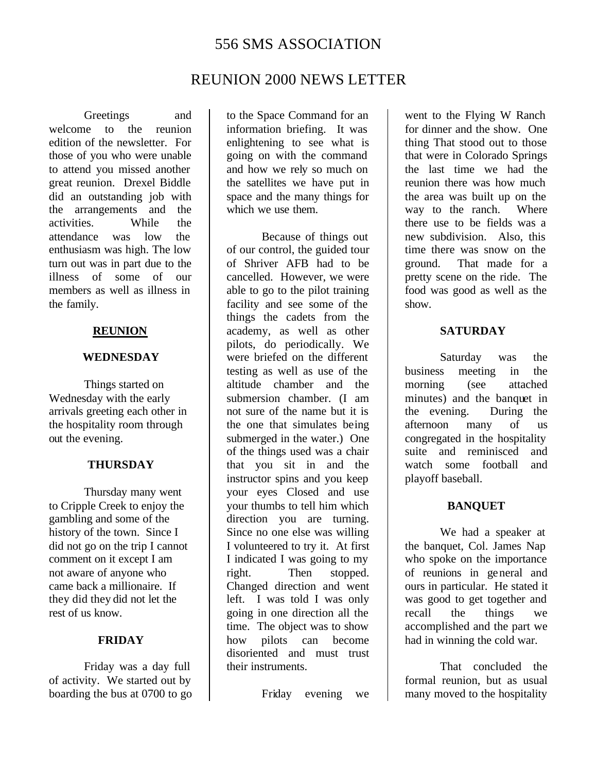# 556 SMS ASSOCIATION

## REUNION 2000 NEWS LETTER

Greetings and welcome to the reunion edition of the newsletter. For those of you who were unable to attend you missed another great reunion. Drexel Biddle did an outstanding job with the arrangements and the activities. While the attendance was low the enthusiasm was high. The low turn out was in part due to the illness of some of our members as well as illness in the family.

### REUNION

#### WEDNESDAY

Things started on Wednesday with the early arrivals greeting each other in the hospitality room through out the evening.

#### THURSDAY

Thursday many went to Cripple Creek to enjoy the gambling and some of the history of the town. Since I did not go on the trip I cannot comment on it except I am not aware of anyone who came back a millionaire. If they did they did not let the rest of us know.

#### FRIDAY

Friday was a day full of activity. We started out by boarding the bus at 0700 to go to the Space Command for an information briefing. It was enlightening to see what is going on with the command and how we rely so much on the satellites we have put in space and the many things for which we use them.

Because of things out of our control, the guided tour of Shriver AFB had to be cancelled. However, we were able to go to the pilot training facility and see some of the things the cadets from the academy, as well as other pilots, do periodically. We were briefed on the different testing as well as use of the altitude chamber and the submersion chamber. (I am not sure of the name but it is the one that simulates being submerged in the water.) One of the things used was a chair that you sit in and the instructor spins and you keep your eyes Closed and use your thumbs to tell him which direction you are turning. Since no one else was willing I volunteered to try it. At first I indicated I was going to my right. Then stopped. Changed direction and went left. I was told I was only going in one direction all the time. The object was to show how pilots can become disoriented and must trust their instruments.

Friday evening we went to the Flying W Ranch for dinner and the show. One thing That stood out to those that were in Colorado Springs the last time we had the reunion there was how much the area was built up on the way to the ranch. Where there use to be fields was a new subdivision. Also, this time there was snow on the ground. That made for a pretty scene on the ride. The food was good as well as the show.

#### SATURDAY

Saturday was the business meeting in the morning (see attached minutes) and the banquet in the evening. During the afternoon many of us congregated in the hospitality suite and reminisced and watch some football and playoff baseball.

#### BANQUET

We had a speaker at the banquet, Col. James Nap who spoke on the importance of reunions in general and ours in particular. He stated it was good to get together and recall the things we accomplished and the part we had in winning the cold war.

That concluded the formal reunion, but as usual many moved to the hospitality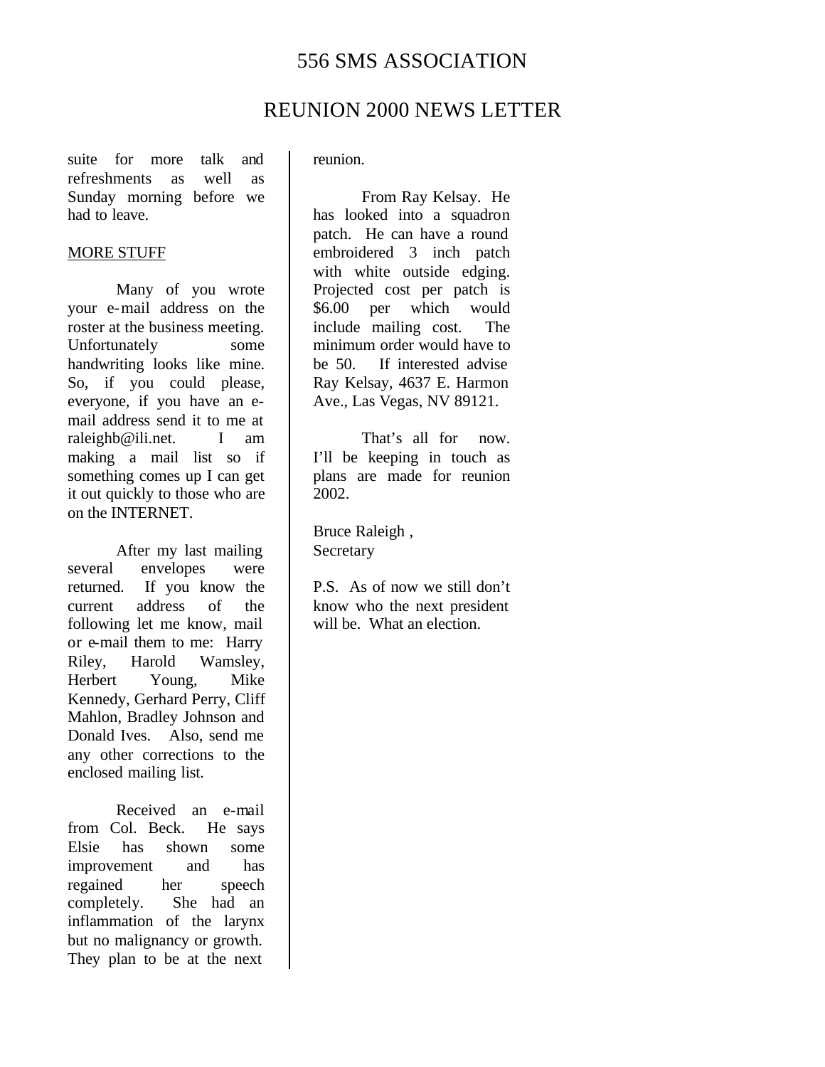# 556 SMS ASSOCIATION

## REUNION 2000 NEWS LETTER

suite for more talk and refreshments as well as Sunday morning before we had to leave.

MORE STUFF

Many of you wrote your e-mail address on the roster at the business meeting. Unfortunately some handwriting looks like mine. So, if you could please, everyone, if you have an e-mail address send it to me at raleighb@ili.net. I am making a mail list so if something comes up I can get it out quickly to those who are on the INTERNET.

After my last mailing several envelopes were returned. If you know the current address of the following let me know, mail or e-mail them to me: Harry Riley, Harold Wamsley, Herbert Young, Mike Kennedy, Gerhard Perry, Cliff Mahlon, Bradley Johnson and Donald Ives. Also, send me any other corrections to the enclosed mailing list.

Received an e-mail from Col. Beck. He says Elsie has shown some improvement and has regained her speech completely. She had an inflammation of the larynx but no malignancy or growth. They plan to be at the next reunion.

From Ray Kelsay. He has looked into a squadron patch. He can have a round embroidered 3 inch patch with white outside edging. Projected cost per patch is $6.00 per which would include mailing cost. The minimum order would have to be 50. If interested advise Ray Kelsay, 4637 E. Harmon Ave., Las Vegas, NV 89121.

That's all for now. I'll be keeping in touch as plans are made for reunion 2002.

Bruce Raleigh ,
Secretary

P.S. As of now we still don't know who the next president will be. What an election.